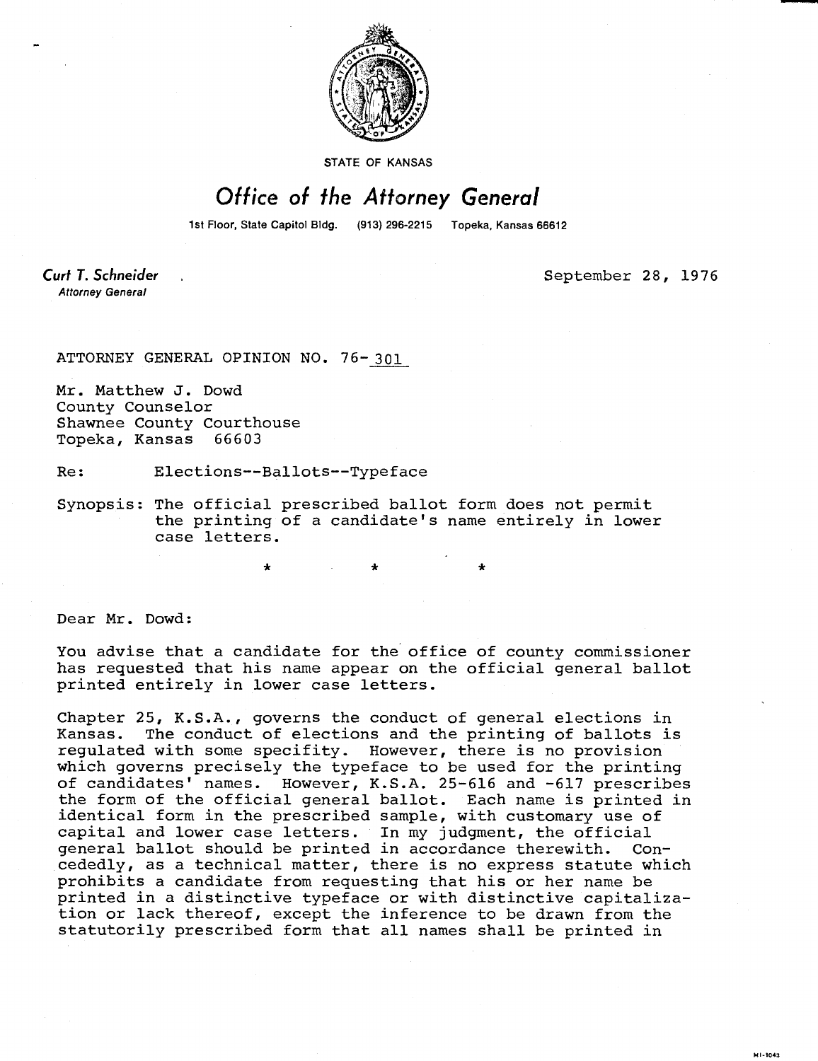STATE OF KANSAS

# *Office of the Attorney General*

1st Floor, State Capitol Bldg. (913) 296-2215 Topeka, Kansas 66612

***Curt T. Schneider***
*Attorney General*

September 28, 1976

ATTORNEY GENERAL OPINION NO. 76-301

Mr. Matthew J. Dowd
County Counselor
Shawnee County Courthouse
Topeka, Kansas 66603

Re: Elections--Ballots--Typeface

Synopsis: The official prescribed ballot form does not permit the printing of a candidate's name entirely in lower case letters.

\* \* \*

Dear Mr. Dowd:

You advise that a candidate for the office of county commissioner has requested that his name appear on the official general ballot printed entirely in lower case letters.

Chapter 25, K.S.A., governs the conduct of general elections in Kansas. The conduct of elections and the printing of ballots is regulated with some specifity. However, there is no provision which governs precisely the typeface to be used for the printing of candidates' names. However, K.S.A. 25-616 and -617 prescribes the form of the official general ballot. Each name is printed in identical form in the prescribed sample, with customary use of capital and lower case letters. In my judgment, the official general ballot should be printed in accordance therewith. Concededly, as a technical matter, there is no express statute which prohibits a candidate from requesting that his or her name be printed in a distinctive typeface or with distinctive capitalization or lack thereof, except the inference to be drawn from the statutorily prescribed form that all names shall be printed in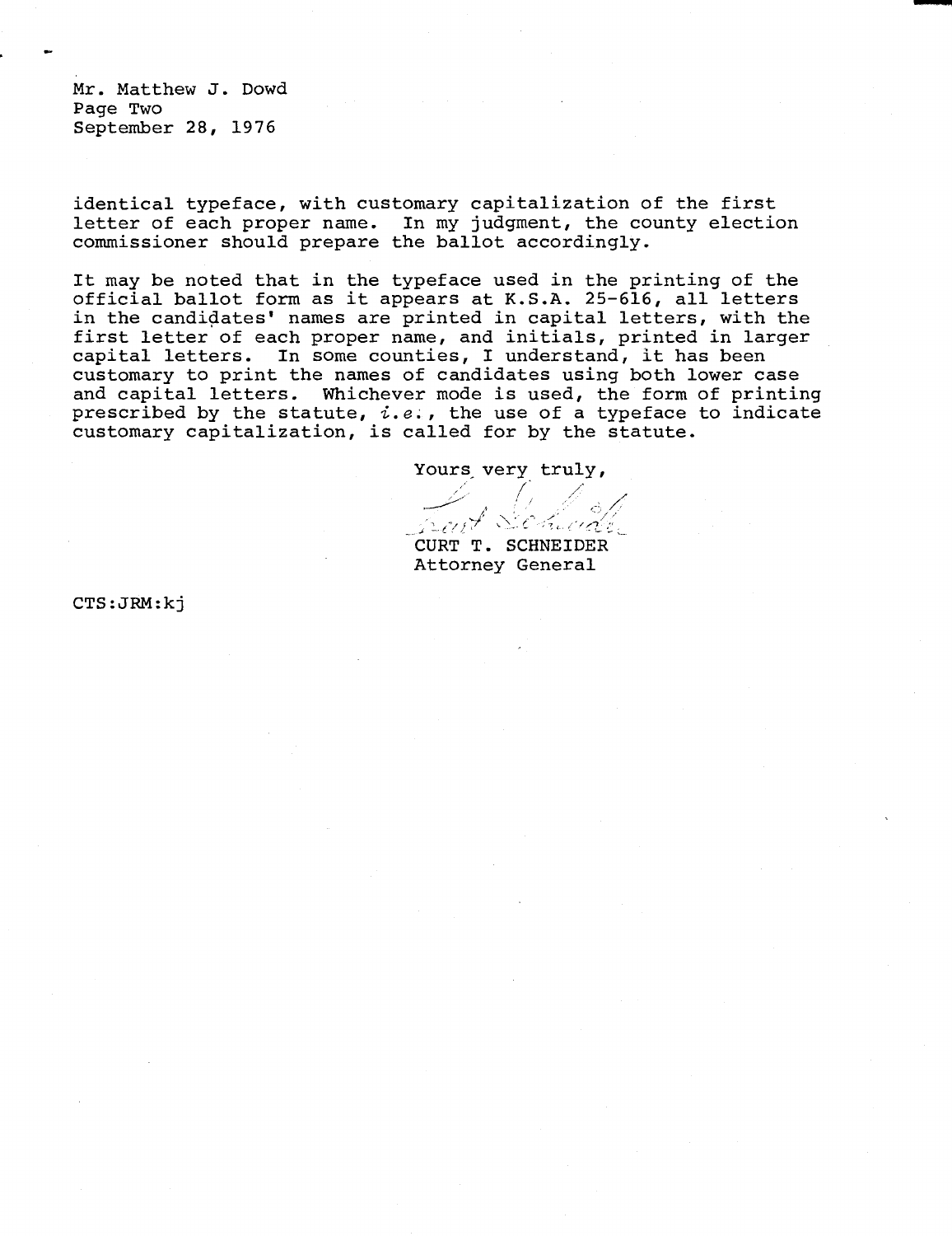Mr. Matthew J. Dowd
Page Two
September 28, 1976

identical typeface, with customary capitalization of the first letter of each proper name. In my judgment, the county election commissioner should prepare the ballot accordingly.

It may be noted that in the typeface used in the printing of the official ballot form as it appears at K.S.A. 25-616, all letters in the candidates' names are printed in capital letters, with the first letter of each proper name, and initials, printed in larger capital letters. In some counties, I understand, it has been customary to print the names of candidates using both lower case and capital letters. Whichever mode is used, the form of printing prescribed by the statute, *i.e.*, the use of a typeface to indicate customary capitalization, is called for by the statute.

Yours very truly,

CURT T. SCHNEIDER
Attorney General

CTS:JRM:kj